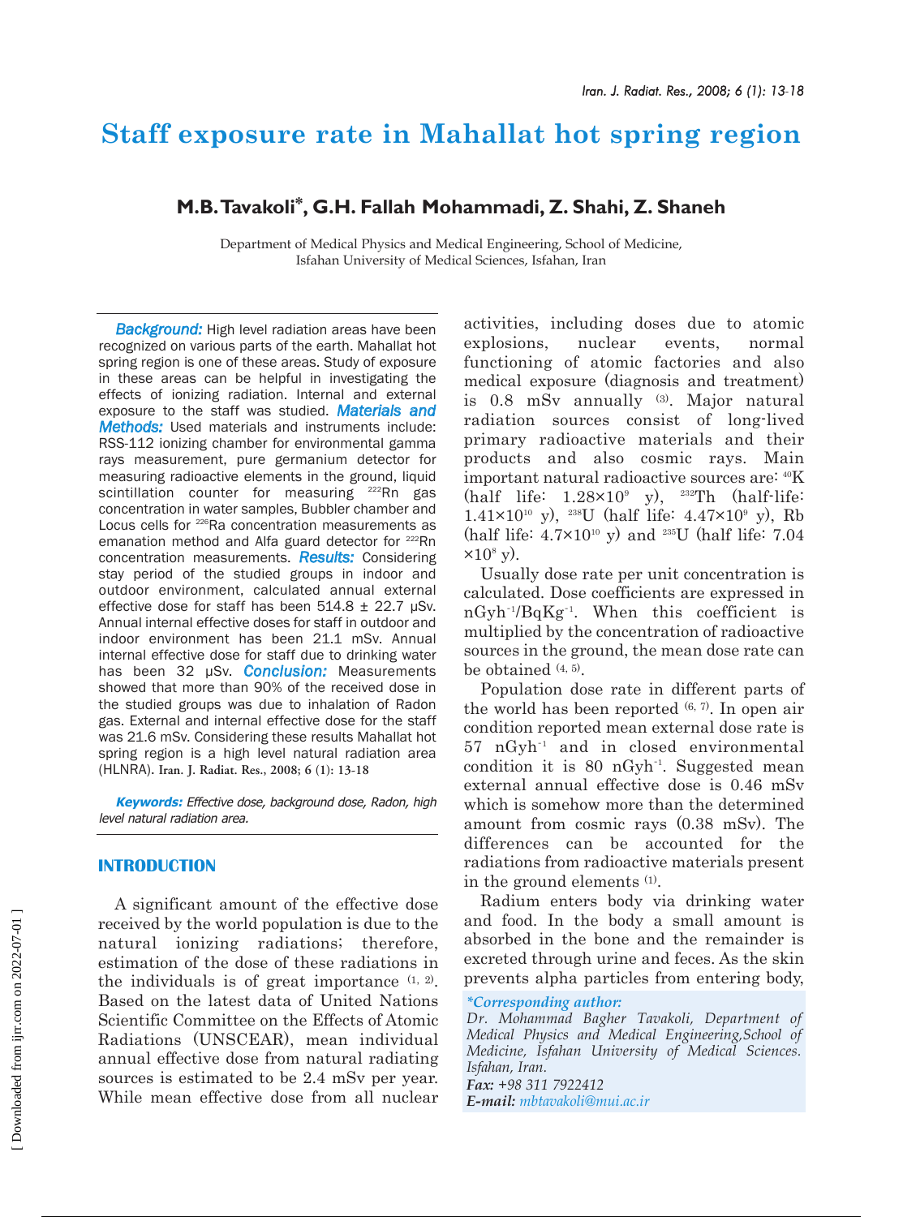# Staff exposure rate in Mahallat hot spring region

**M.B. Tavakoli\*, G.H. Fallah Mohammadi, Z. Shahi, Z. Shaneh**

Department of Medical Physics and Medical Engineering, School of Medicine, Isfahan University of Medical Sciences, Isfahan, Iran

***Background:*** High level radiation areas have been recognized on various parts of the earth. Mahallat hot spring region is one of these areas. Study of exposure in these areas can be helpful in investigating the effects of ionizing radiation. Internal and external exposure to the staff was studied. ***Materials and Methods:*** Used materials and instruments include: RSS-112 ionizing chamber for environmental gamma rays measurement, pure germanium detector for measuring radioactive elements in the ground, liquid scintillation counter for measuring $^{222}$Rn gas concentration in water samples, Bubbler chamber and Locus cells for $^{226}$Ra concentration measurements as emanation method and Alfa guard detector for $^{222}$Rn concentration measurements. ***Results:*** Considering stay period of the studied groups in indoor and outdoor environment, calculated annual external effective dose for staff has been 514.8 ± 22.7 μSv. Annual internal effective doses for staff in outdoor and indoor environment has been 21.1 mSv. Annual internal effective dose for staff due to drinking water has been 32 μSv. ***Conclusion:*** Measurements showed that more than 90% of the received dose in the studied groups was due to inhalation of Radon gas. External and internal effective dose for the staff was 21.6 mSv. Considering these results Mahallat hot spring region is a high level natural radiation area (HLNRA). **Iran. J. Radiat. Res., 2008; 6 (1): 13-18**

***Keywords:*** *Effective dose, background dose, Radon, high level natural radiation area.*

## INTRODUCTION

A significant amount of the effective dose received by the world population is due to the natural ionizing radiations; therefore, estimation of the dose of these radiations in the individuals is of great importance [1, 2]. Based on the latest data of United Nations Scientific Committee on the Effects of Atomic Radiations (UNSCEAR), mean individual annual effective dose from natural radiating sources is estimated to be 2.4 mSv per year. While mean effective dose from all nuclear activities, including doses due to atomic explosions, nuclear events, normal functioning of atomic factories and also medical exposure (diagnosis and treatment) is 0.8 mSv annually [3]. Major natural radiation sources consist of long-lived primary radioactive materials and their products and also cosmic rays. Main important natural radioactive sources are: $^{40}$K (half life: $1.28\times10^{9}$ y), $^{232}$Th (half-life: $1.41\times10^{10}$ y), $^{238}$U (half life: $4.47\times10^{9}$ y), Rb (half life: $4.7\times10^{10}$ y) and $^{235}$U (half life: $7.04\times10^{8}$ y).

Usually dose rate per unit concentration is calculated. Dose coefficients are expressed in $nGyh^{-1}/BqKg^{-1}$. When this coefficient is multiplied by the concentration of radioactive sources in the ground, the mean dose rate can be obtained [4, 5].

Population dose rate in different parts of the world has been reported [6, 7]. In open air condition reported mean external dose rate is 57 $nGyh^{-1}$ and in closed environmental condition it is 80 $nGyh^{-1}$. Suggested mean external annual effective dose is 0.46 mSv which is somehow more than the determined amount from cosmic rays (0.38 mSv). The differences can be accounted for the radiations from radioactive materials present in the ground elements [1].

Radium enters body via drinking water and food. In the body a small amount is absorbed in the bone and the remainder is excreted through urine and feces. As the skin prevents alpha particles from entering body,

*\*Corresponding author:*
*Dr. Mohammad Bagher Tavakoli, Department of Medical Physics and Medical Engineering, School of Medicine, Isfahan University of Medical Sciences. Isfahan, Iran.*
***Fax:*** *+98 311 7922412*
***E-mail:*** *mbtavakoli@mui.ac.ir*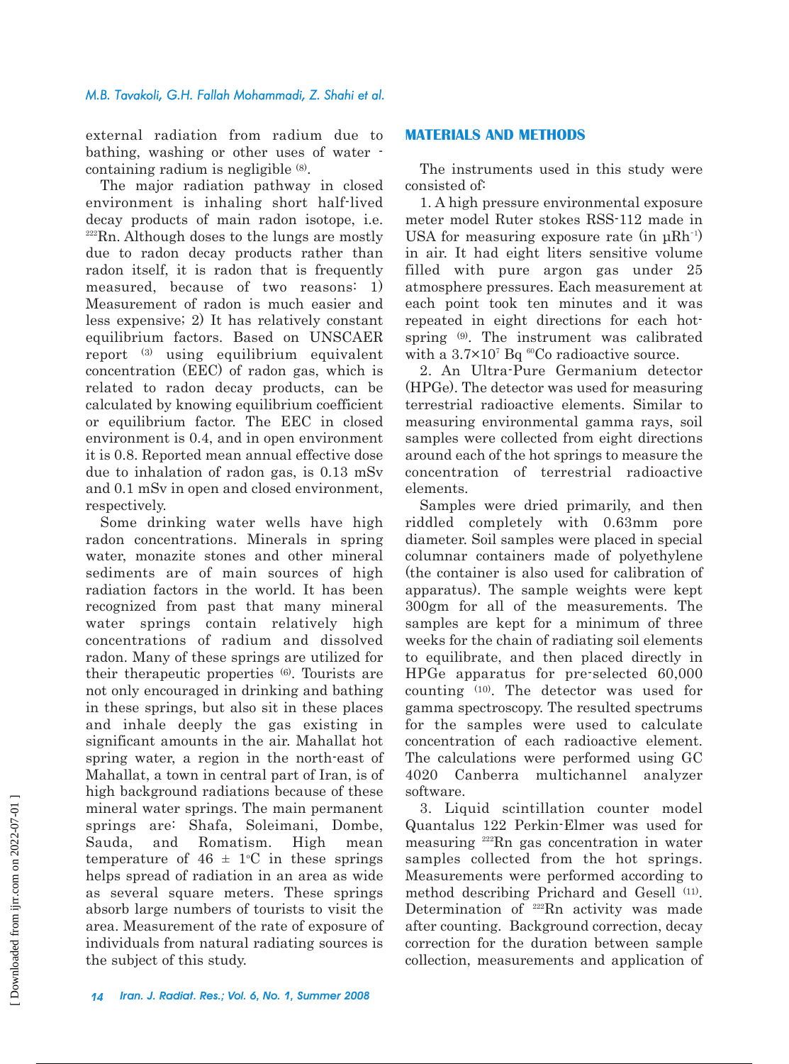external radiation from radium due to bathing, washing or other uses of water - containing radium is negligible [8].

The major radiation pathway in closed environment is inhaling short half-lived decay products of main radon isotope, i.e. $^{222}Rn$. Although doses to the lungs are mostly due to radon decay products rather than radon itself, it is radon that is frequently measured, because of two reasons: 1) Measurement of radon is much easier and less expensive; 2) It has relatively constant equilibrium factors. Based on UNSCAER report [3] using equilibrium equivalent concentration (EEC) of radon gas, which is related to radon decay products, can be calculated by knowing equilibrium coefficient or equilibrium factor. The EEC in closed environment is 0.4, and in open environment it is 0.8. Reported mean annual effective dose due to inhalation of radon gas, is 0.13 mSv and 0.1 mSv in open and closed environment, respectively.

Some drinking water wells have high radon concentrations. Minerals in spring water, monazite stones and other mineral sediments are of main sources of high radiation factors in the world. It has been recognized from past that many mineral water springs contain relatively high concentrations of radium and dissolved radon. Many of these springs are utilized for their therapeutic properties [6]. Tourists are not only encouraged in drinking and bathing in these springs, but also sit in these places and inhale deeply the gas existing in significant amounts in the air. Mahallat hot spring water, a region in the north-east of Mahallat, a town in central part of Iran, is of high background radiations because of these mineral water springs. The main permanent springs are: Shafa, Soleimani, Dombe, Sauda, and Romatism. High mean temperature of $46 \pm 1^{\circ}C$ in these springs helps spread of radiation in an area as wide as several square meters. These springs absorb large numbers of tourists to visit the area. Measurement of the rate of exposure of individuals from natural radiating sources is the subject of this study.

## MATERIALS AND METHODS

The instruments used in this study were consisted of:

1. A high pressure environmental exposure meter model Ruter stokes RSS-112 made in USA for measuring exposure rate (in $\mu Rh^{-1}$) in air. It had eight liters sensitive volume filled with pure argon gas under 25 atmosphere pressures. Each measurement at each point took ten minutes and it was repeated in eight directions for each hot-spring [9]. The instrument was calibrated with a $3.7\times10^{7}$ Bq $^{60}Co$ radioactive source.

2. An Ultra-Pure Germanium detector (HPGe). The detector was used for measuring terrestrial radioactive elements. Similar to measuring environmental gamma rays, soil samples were collected from eight directions around each of the hot springs to measure the concentration of terrestrial radioactive elements.

Samples were dried primarily, and then riddled completely with 0.63mm pore diameter. Soil samples were placed in special columnar containers made of polyethylene (the container is also used for calibration of apparatus). The sample weights were kept 300gm for all of the measurements. The samples are kept for a minimum of three weeks for the chain of radiating soil elements to equilibrate, and then placed directly in HPGe apparatus for pre-selected 60,000 counting [10]. The detector was used for gamma spectroscopy. The resulted spectrums for the samples were used to calculate concentration of each radioactive element. The calculations were performed using GC 4020 Canberra multichannel analyzer software.

3. Liquid scintillation counter model Quantalus 122 Perkin-Elmer was used for measuring $^{222}Rn$ gas concentration in water samples collected from the hot springs. Measurements were performed according to method describing Prichard and Gesell [11]. Determination of $^{222}Rn$ activity was made after counting. Background correction, decay correction for the duration between sample collection, measurements and application of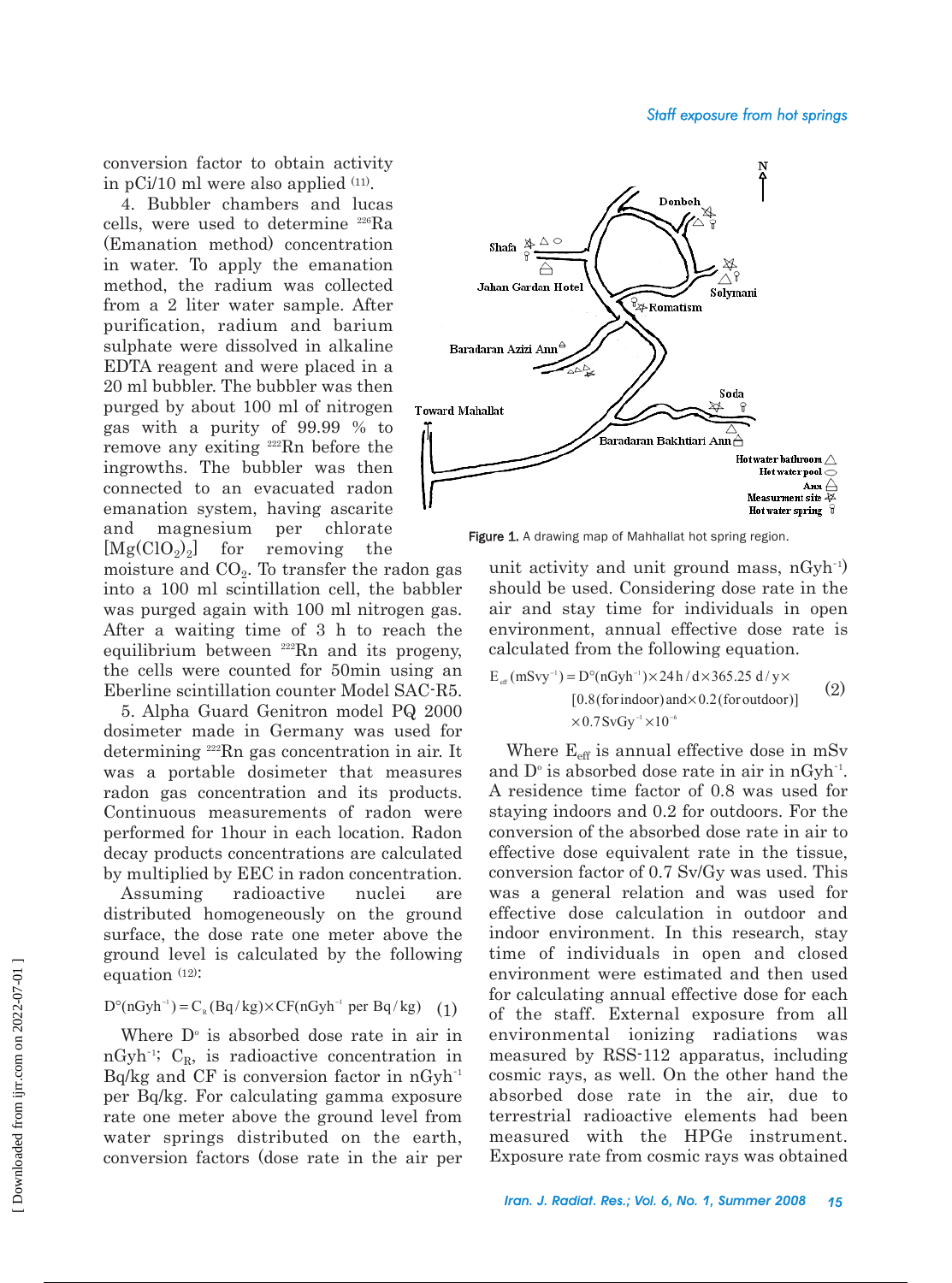conversion factor to obtain activity in pCi/10 ml were also applied [11].

4. Bubbler chambers and lucas cells, were used to determine $^{226}Ra$ (Emanation method) concentration in water. To apply the emanation method, the radium was collected from a 2 liter water sample. After purification, radium and barium sulphate were dissolved in alkaline EDTA reagent and were placed in a 20 ml bubbler. The bubbler was then purged by about 100 ml of nitrogen gas with a purity of 99.99 % to remove any exiting $^{222}Rn$ before the ingrowths. The bubbler was then connected to an evacuated radon emanation system, having ascarite and magnesium per chlorate $[Mg(ClO_2)_2]$ for removing the moisture and $CO_2$. To transfer the radon gas into a 100 ml scintillation cell, the babbler was purged again with 100 ml nitrogen gas. After a waiting time of 3 h to reach the equilibrium between $^{222}Rn$ and its progeny, the cells were counted for 50min using an Eberline scintillation counter Model SAC-R5.

5. Alpha Guard Genitron model PQ 2000 dosimeter made in Germany was used for determining $^{222}Rn$ gas concentration in air. It was a portable dosimeter that measures radon gas concentration and its products. Continuous measurements of radon were performed for 1hour in each location. Radon decay products concentrations are calculated by multiplied by EEC in radon concentration.

Assuming radioactive nuclei are distributed homogeneously on the ground surface, the dose rate one meter above the ground level is calculated by the following equation [12]:

$$D^{\circ}(nGyh^{-1}) = C_R(Bq/kg) \times CF(nGyh^{-1} \text{ per } Bq/kg) \quad (1)$$

Where $D^{\circ}$ is absorbed dose rate in air in $nGyh^{-1}$; $C_R$, is radioactive concentration in Bq/kg and CF is conversion factor in $nGyh^{-1}$ per Bq/kg. For calculating gamma exposure rate one meter above the ground level from water springs distributed on the earth, conversion factors (dose rate in the air per

Figure 1. A drawing map of Mahhallat hot spring region.

unit activity and unit ground mass, $nGyh^{-1}$) should be used. Considering dose rate in the air and stay time for individuals in open environment, annual effective dose rate is calculated from the following equation.

$$E_{eff}(mSvy^{-1}) = D^{\circ}(nGyh^{-1}) \times 24\,h/d \times 365.25\,d/y \times [0.8(\text{for indoor}) \text{ and} \times 0.2(\text{for outdoor})] \times 0.7\,SvGy^{-1} \times 10^{-6} \quad (2)$$

Where $E_{eff}$ is annual effective dose in mSv and $D^{\circ}$ is absorbed dose rate in air in $nGyh^{-1}$. A residence time factor of 0.8 was used for staying indoors and 0.2 for outdoors. For the conversion of the absorbed dose rate in air to effective dose equivalent rate in the tissue, conversion factor of 0.7 Sv/Gy was used. This was a general relation and was used for effective dose calculation in outdoor and indoor environment. In this research, stay time of individuals in open and closed environment were estimated and then used for calculating annual effective dose for each of the staff. External exposure from all environmental ionizing radiations was measured by RSS-112 apparatus, including cosmic rays, as well. On the other hand the absorbed dose rate in the air, due to terrestrial radioactive elements had been measured with the HPGe instrument. Exposure rate from cosmic rays was obtained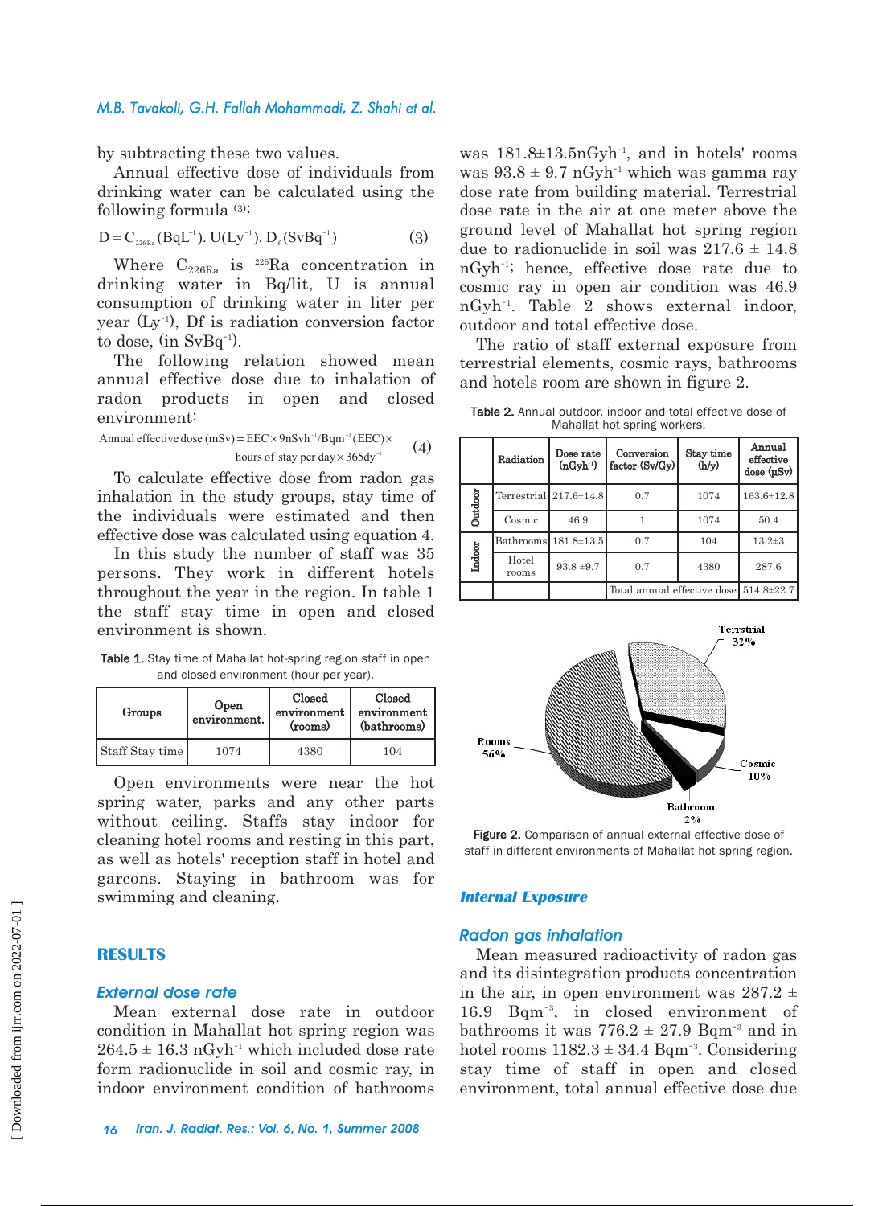by subtracting these two values.

Annual effective dose of individuals from drinking water can be calculated using the following formula [3]:

$$D = C_{226Ra}\,(BqL^{-1}).\ U(Ly^{-1}).\ D_f\,(SvBq^{-1}) \qquad (3)$$

Where $C_{226Ra}$ is $^{226}$Ra concentration in drinking water in Bq/lit, U is annual consumption of drinking water in liter per year ($Ly^{-1}$), Df is radiation conversion factor to dose, (in $SvBq^{-1}$).

The following relation showed mean annual effective dose due to inhalation of radon products in open and closed environment:

$$\text{Annual effective dose (mSv)} = \text{EEC} \times 9\text{nSvh}^{-1}/\text{Bqm}^{-3}(\text{EEC}) \times \text{hours of stay per day} \times 365\text{dy}^{-1} \qquad (4)$$

To calculate effective dose from radon gas inhalation in the study groups, stay time of the individuals were estimated and then effective dose was calculated using equation 4.

In this study the number of staff was 35 persons. They work in different hotels throughout the year in the region. In table 1 the staff stay time in open and closed environment is shown.

**Table 1.** Stay time of Mahallat hot-spring region staff in open and closed environment (hour per year).

| Groups | Open environment. | Closed environment (rooms) | Closed environment (bathrooms) |
|---|---|---|---|
| Staff Stay time | 1074 | 4380 | 104 |

Open environments were near the hot spring water, parks and any other parts without ceiling. Staffs stay indoor for cleaning hotel rooms and resting in this part, as well as hotels' reception staff in hotel and garcons. Staying in bathroom was for swimming and cleaning.

## RESULTS

### *External dose rate*

Mean external dose rate in outdoor condition in Mahallat hot spring region was $264.5 \pm 16.3$ nGyh$^{-1}$ which included dose rate form radionuclide in soil and cosmic ray, in indoor environment condition of bathrooms was $181.8 \pm 13.5$nGyh$^{-1}$, and in hotels' rooms was $93.8 \pm 9.7$ nGyh$^{-1}$ which was gamma ray dose rate from building material. Terrestrial dose rate in the air at one meter above the ground level of Mahallat hot spring region due to radionuclide in soil was $217.6 \pm 14.8$ nGyh$^{-1}$; hence, effective dose rate due to cosmic ray in open air condition was 46.9 nGyh$^{-1}$. Table 2 shows external indoor, outdoor and total effective dose.

The ratio of staff external exposure from terrestrial elements, cosmic rays, bathrooms and hotels room are shown in figure 2.

**Table 2.** Annual outdoor, indoor and total effective dose of Mahallat hot spring workers.

| | Radiation | Dose rate (nGyh$^{-1}$) | Conversion factor (Sv/Gy) | Stay time (h/y) | Annual effective dose (µSv) |
|---|---|---|---|---|---|
| Outdoor | Terrestrial | 217.6±14.8 | 0.7 | 1074 | 163.6±12.8 |
| | Cosmic | 46.9 | 1 | 1074 | 50.4 |
| Indoor | Bathrooms | 181.8±13.5 | 0.7 | 104 | 13.2±3 |
| | Hotel rooms | 93.8 ±9.7 | 0.7 | 4380 | 287.6 |
| | | | Total annual effective dose | | 514.8±22.7 |

Terrestrial 32%; Cosmic 10%; Bathroom 2%; Rooms 56%

**Figure 2.** Comparison of annual external effective dose of staff in different environments of Mahallat hot spring region.

### *Internal Exposure*

### *Radon gas inhalation*

Mean measured radioactivity of radon gas and its disintegration products concentration in the air, in open environment was $287.2 \pm 16.9$ Bqm$^{-3}$, in closed environment of bathrooms it was $776.2 \pm 27.9$ Bqm$^{-3}$ and in hotel rooms $1182.3 \pm 34.4$ Bqm$^{-3}$. Considering stay time of staff in open and closed environment, total annual effective dose due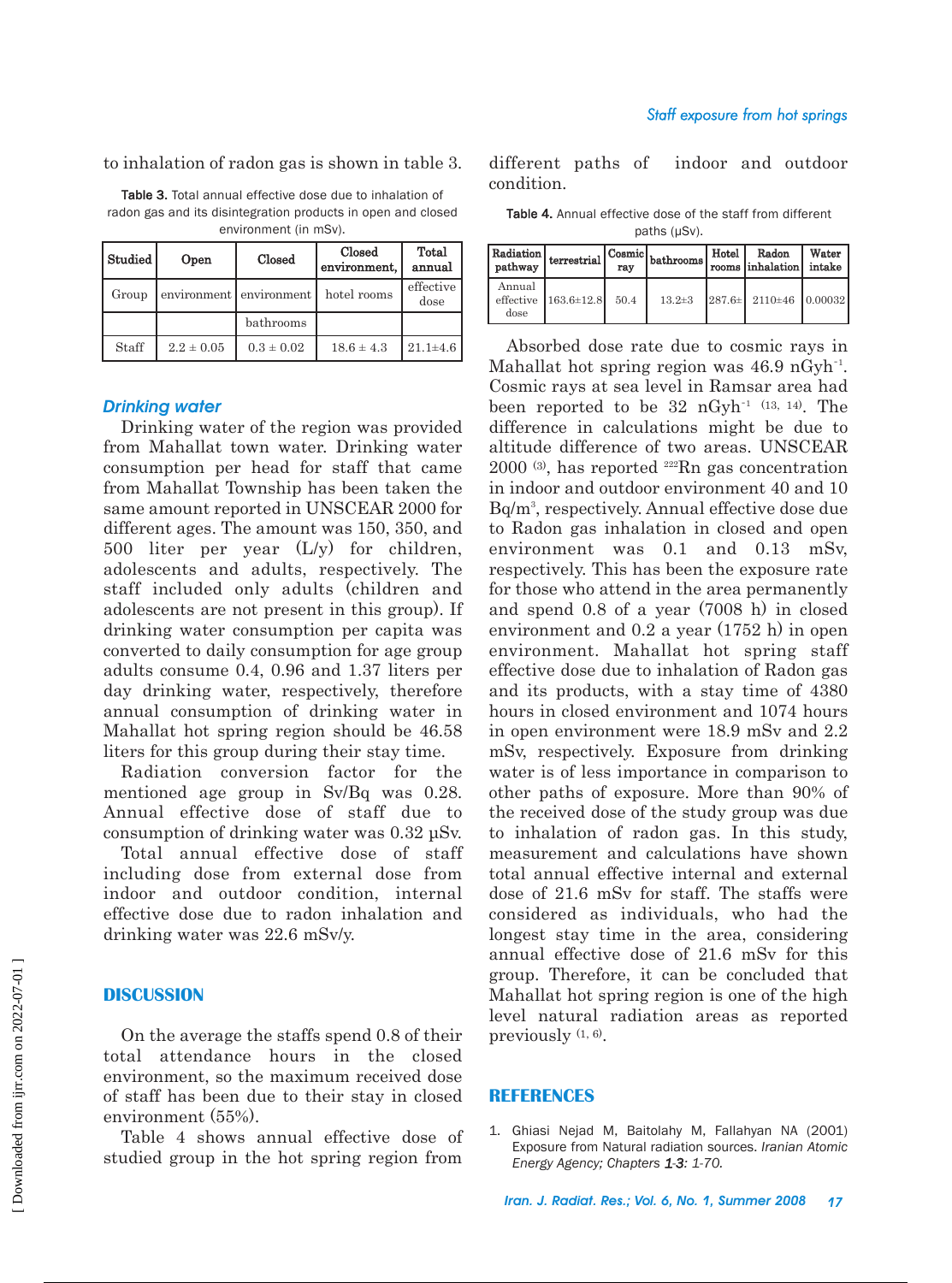to inhalation of radon gas is shown in table 3.

Table 3. Total annual effective dose due to inhalation of radon gas and its disintegration products in open and closed environment (in mSv).

| Studied Group | Open environment | Closed environment bathrooms | Closed environment, hotel rooms | Total annual effective dose |
|---|---|---|---|---|
| Staff | 2.2 ± 0.05 | 0.3 ± 0.02 | 18.6 ± 4.3 | 21.1±4.6 |

### Drinking water

Drinking water of the region was provided from Mahallat town water. Drinking water consumption per head for staff that came from Mahallat Township has been taken the same amount reported in UNSCEAR 2000 for different ages. The amount was 150, 350, and 500 liter per year (L/y) for children, adolescents and adults, respectively. The staff included only adults (children and adolescents are not present in this group). If drinking water consumption per capita was converted to daily consumption for age group adults consume 0.4, 0.96 and 1.37 liters per day drinking water, respectively, therefore annual consumption of drinking water in Mahallat hot spring region should be 46.58 liters for this group during their stay time.

Radiation conversion factor for the mentioned age group in Sv/Bq was 0.28. Annual effective dose of staff due to consumption of drinking water was 0.32 µSv.

Total annual effective dose of staff including dose from external dose from indoor and outdoor condition, internal effective dose due to radon inhalation and drinking water was 22.6 mSv/y.

## DISCUSSION

On the average the staffs spend 0.8 of their total attendance hours in the closed environment, so the maximum received dose of staff has been due to their stay in closed environment (55%).

Table 4 shows annual effective dose of studied group in the hot spring region from different paths of indoor and outdoor condition.

Table 4. Annual effective dose of the staff from different paths (µSv).

| Radiation pathway | terrestrial | Cosmic ray | bathrooms | Hotel rooms | Radon inhalation | Water intake |
|---|---|---|---|---|---|---|
| Annual effective dose | 163.6±12.8 | 50.4 | 13.2±3 | 287.6± | 2110±46 | 0.00032 |

Absorbed dose rate due to cosmic rays in Mahallat hot spring region was 46.9 $nGyh^{-1}$. Cosmic rays at sea level in Ramsar area had been reported to be 32 $nGyh^{-1}$ [13, 14]. The difference in calculations might be due to altitude difference of two areas. UNSCEAR 2000 [3], has reported $^{222}Rn$ gas concentration in indoor and outdoor environment 40 and 10 $Bq/m^3$, respectively. Annual effective dose due to Radon gas inhalation in closed and open environment was 0.1 and 0.13 mSv, respectively. This has been the exposure rate for those who attend in the area permanently and spend 0.8 of a year (7008 h) in closed environment and 0.2 a year (1752 h) in open environment. Mahallat hot spring staff effective dose due to inhalation of Radon gas and its products, with a stay time of 4380 hours in closed environment and 1074 hours in open environment were 18.9 mSv and 2.2 mSv, respectively. Exposure from drinking water is of less importance in comparison to other paths of exposure. More than 90% of the received dose of the study group was due to inhalation of radon gas. In this study, measurement and calculations have shown total annual effective internal and external dose of 21.6 mSv for staff. The staffs were considered as individuals, who had the longest stay time in the area, considering annual effective dose of 21.6 mSv for this group. Therefore, it can be concluded that Mahallat hot spring region is one of the high level natural radiation areas as reported previously [1, 6].

## REFERENCES

1. Ghiasi Nejad M, Baitolahy M, Fallahyan NA (2001) Exposure from Natural radiation sources. *Iranian Atomic Energy Agency; Chapters **1-3**: 1-70.*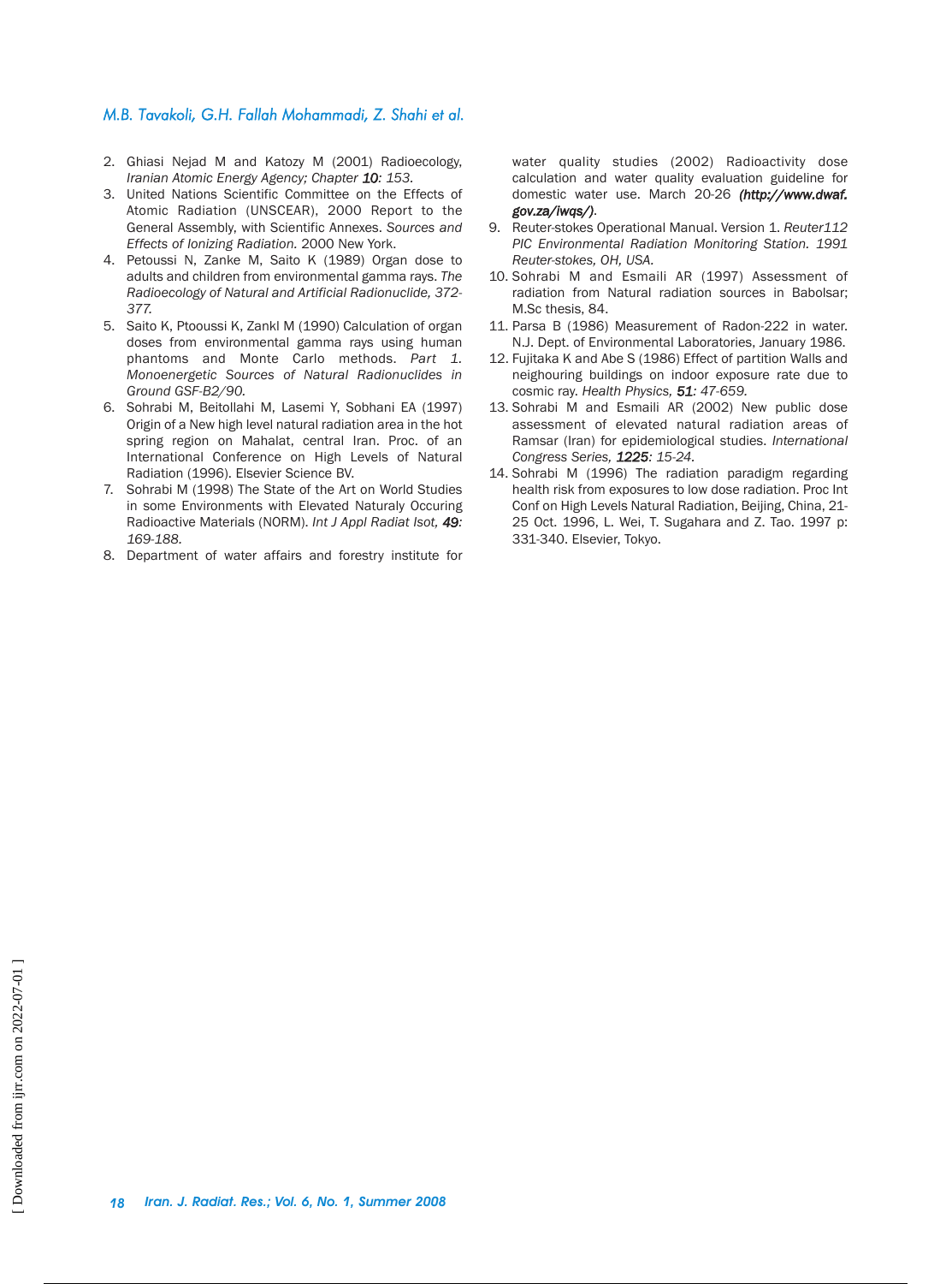2. Ghiasi Nejad M and Katozy M (2001) Radioecology, *Iranian Atomic Energy Agency; Chapter **10**: 153.*
3. United Nations Scientific Committee on the Effects of Atomic Radiation (UNSCEAR), 2000 Report to the General Assembly, with Scientific Annexes. *Sources and Effects of Ionizing Radiation*. 2000 New York.
4. Petoussi N, Zanke M, Saito K (1989) Organ dose to adults and children from environmental gamma rays. *The Radioecology of Natural and Artificial Radionuclide, 372-377.*
5. Saito K, Ptooussi K, Zankl M (1990) Calculation of organ doses from environmental gamma rays using human phantoms and Monte Carlo methods. *Part 1. Monoenergetic Sources of Natural Radionuclides in Ground GSF-B2/90.*
6. Sohrabi M, Beitollahi M, Lasemi Y, Sobhani EA (1997) Origin of a New high level natural radiation area in the hot spring region on Mahalat, central Iran. Proc. of an International Conference on High Levels of Natural Radiation (1996). Elsevier Science BV.
7. Sohrabi M (1998) The State of the Art on World Studies in some Environments with Elevated Naturaly Occuring Radioactive Materials (NORM). *Int J Appl Radiat Isot, **49**: 169-188.*
8. Department of water affairs and forestry institute for water quality studies (2002) Radioactivity dose calculation and water quality evaluation guideline for domestic water use. March 20-26 ***(http://www.dwaf.gov.za/iwqs/)***.
9. Reuter-stokes Operational Manual. Version 1. *Reuter112 PIC Environmental Radiation Monitoring Station. 1991 Reuter-stokes, OH, USA.*
10. Sohrabi M and Esmaili AR (1997) Assessment of radiation from Natural radiation sources in Babolsar; M.Sc thesis, 84.
11. Parsa B (1986) Measurement of Radon-222 in water. N.J. Dept. of Environmental Laboratories, January 1986.
12. Fujitaka K and Abe S (1986) Effect of partition Walls and neighouring buildings on indoor exposure rate due to cosmic ray. *Health Physics, **51**: 47-659.*
13. Sohrabi M and Esmaili AR (2002) New public dose assessment of elevated natural radiation areas of Ramsar (Iran) for epidemiological studies. *International Congress Series, **1225**: 15-24.*
14. Sohrabi M (1996) The radiation paradigm regarding health risk from exposures to low dose radiation. Proc Int Conf on High Levels Natural Radiation, Beijing, China, 21-25 Oct. 1996, L. Wei, T. Sugahara and Z. Tao. 1997 p: 331-340. Elsevier, Tokyo.